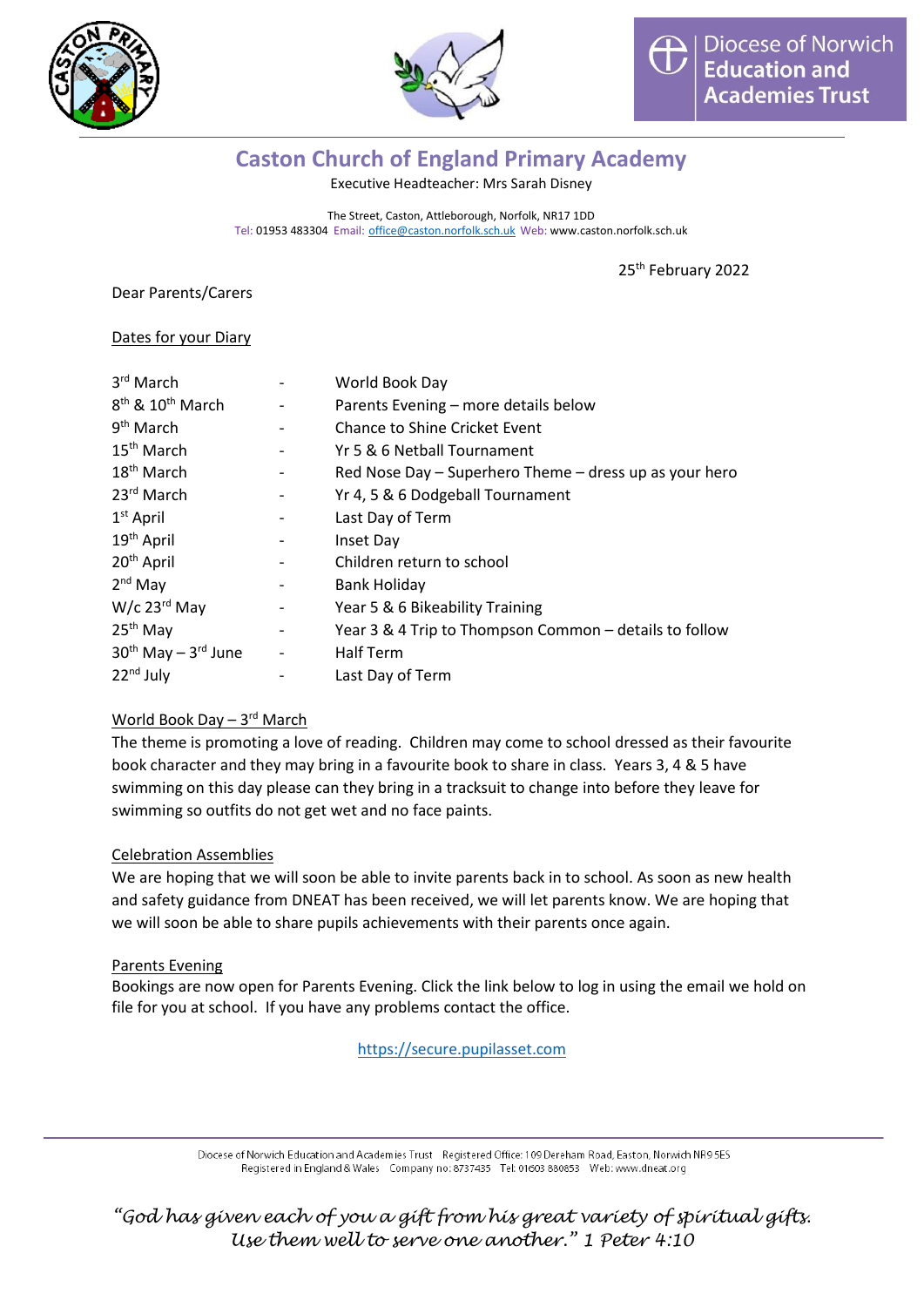Diocese of Norwich Education and Academies Trust

# Caston Church of England Primary Academy

Executive Headteacher: Mrs Sarah Disney

The Street, Caston, Attleborough, Norfolk, NR17 1DD
Tel: 01953 483304 Email: office@caston.norfolk.sch.uk Web: www.caston.norfolk.sch.uk

25th February 2022

Dear Parents/Carers

Dates for your Diary

| | | |
|---|---|---|
| 3rd March | - | World Book Day |
| 8th & 10th March | - | Parents Evening – more details below |
| 9th March | - | Chance to Shine Cricket Event |
| 15th March | - | Yr 5 & 6 Netball Tournament |
| 18th March | - | Red Nose Day – Superhero Theme – dress up as your hero |
| 23rd March | - | Yr 4, 5 & 6 Dodgeball Tournament |
| 1st April | - | Last Day of Term |
| 19th April | - | Inset Day |
| 20th April | - | Children return to school |
| 2nd May | - | Bank Holiday |
| W/c 23rd May | - | Year 5 & 6 Bikeability Training |
| 25th May | - | Year 3 & 4 Trip to Thompson Common – details to follow |
| 30th May – 3rd June | - | Half Term |
| 22nd July | - | Last Day of Term |

World Book Day – 3rd March

The theme is promoting a love of reading. Children may come to school dressed as their favourite book character and they may bring in a favourite book to share in class. Years 3, 4 & 5 have swimming on this day please can they bring in a tracksuit to change into before they leave for swimming so outfits do not get wet and no face paints.

Celebration Assemblies

We are hoping that we will soon be able to invite parents back in to school. As soon as new health and safety guidance from DNEAT has been received, we will let parents know. We are hoping that we will soon be able to share pupils achievements with their parents once again.

Parents Evening

Bookings are now open for Parents Evening. Click the link below to log in using the email we hold on file for you at school. If you have any problems contact the office.

https://secure.pupilasset.com

Diocese of Norwich Education and Academies Trust Registered Office: 109 Dereham Road, Easton, Norwich NR9 5ES
Registered in England & Wales Company no: 8737435 Tel: 01603 880853 Web: www.dneat.org

*"God has given each of you a gift from his great variety of spiritual gifts. Use them well to serve one another." 1 Peter 4:10*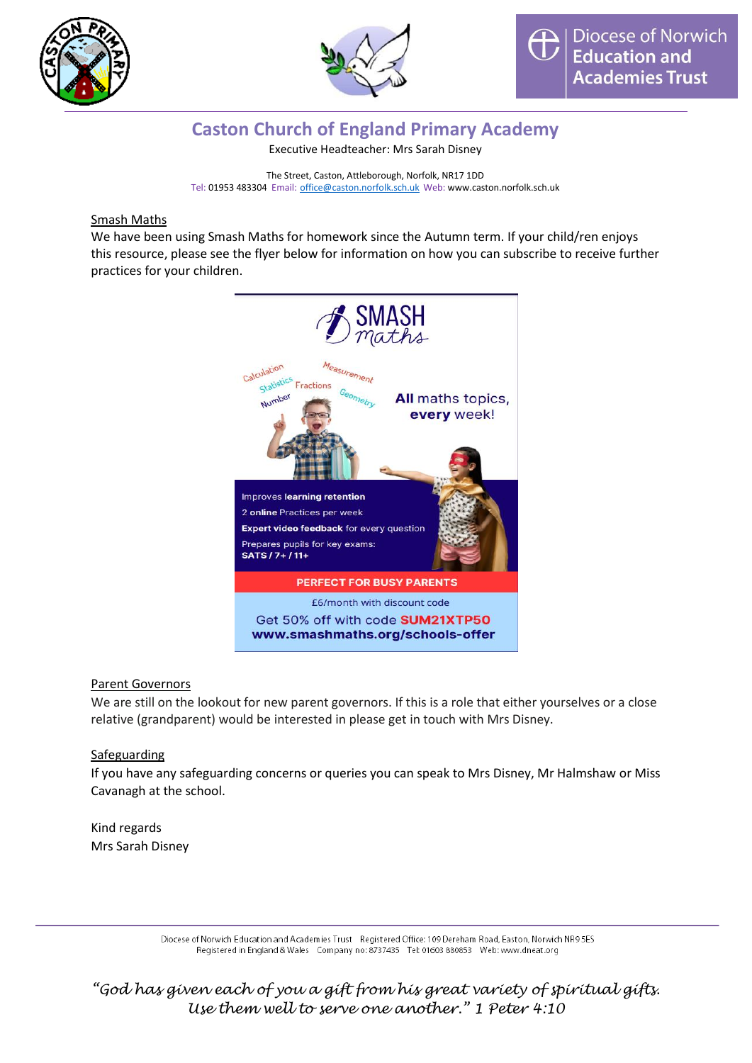## Caston Church of England Primary Academy

Executive Headteacher: Mrs Sarah Disney

The Street, Caston, Attleborough, Norfolk, NR17 1DD
Tel: 01953 483304 Email: office@caston.norfolk.sch.uk Web: www.caston.norfolk.sch.uk

Smash Maths

We have been using Smash Maths for homework since the Autumn term. If your child/ren enjoys this resource, please see the flyer below for information on how you can subscribe to receive further practices for your children.

SMASH maths

Calculation Statistics Number Fractions Measurement Geometry

**All** maths topics, **every** week!

Improves **learning retention**
2 **online** Practices per week
**Expert video feedback** for every question
Prepares pupils for key exams:
**SATS / 7+ / 11+**

**PERFECT FOR BUSY PARENTS**

£6/month with discount code
Get 50% off with code **SUM21XTP50**
**www.smashmaths.org/schools-offer**

Parent Governors

We are still on the lookout for new parent governors. If this is a role that either yourselves or a close relative (grandparent) would be interested in please get in touch with Mrs Disney.

Safeguarding

If you have any safeguarding concerns or queries you can speak to Mrs Disney, Mr Halmshaw or Miss Cavanagh at the school.

Kind regards
Mrs Sarah Disney

Diocese of Norwich Education and Academies Trust Registered Office: 109 Dereham Road, Easton, Norwich NR9 5ES
Registered in England & Wales Company no: 8737435 Tel: 01603 880853 Web: www.dneat.org

*"God has given each of you a gift from his great variety of spiritual gifts. Use them well to serve one another." 1 Peter 4:10*